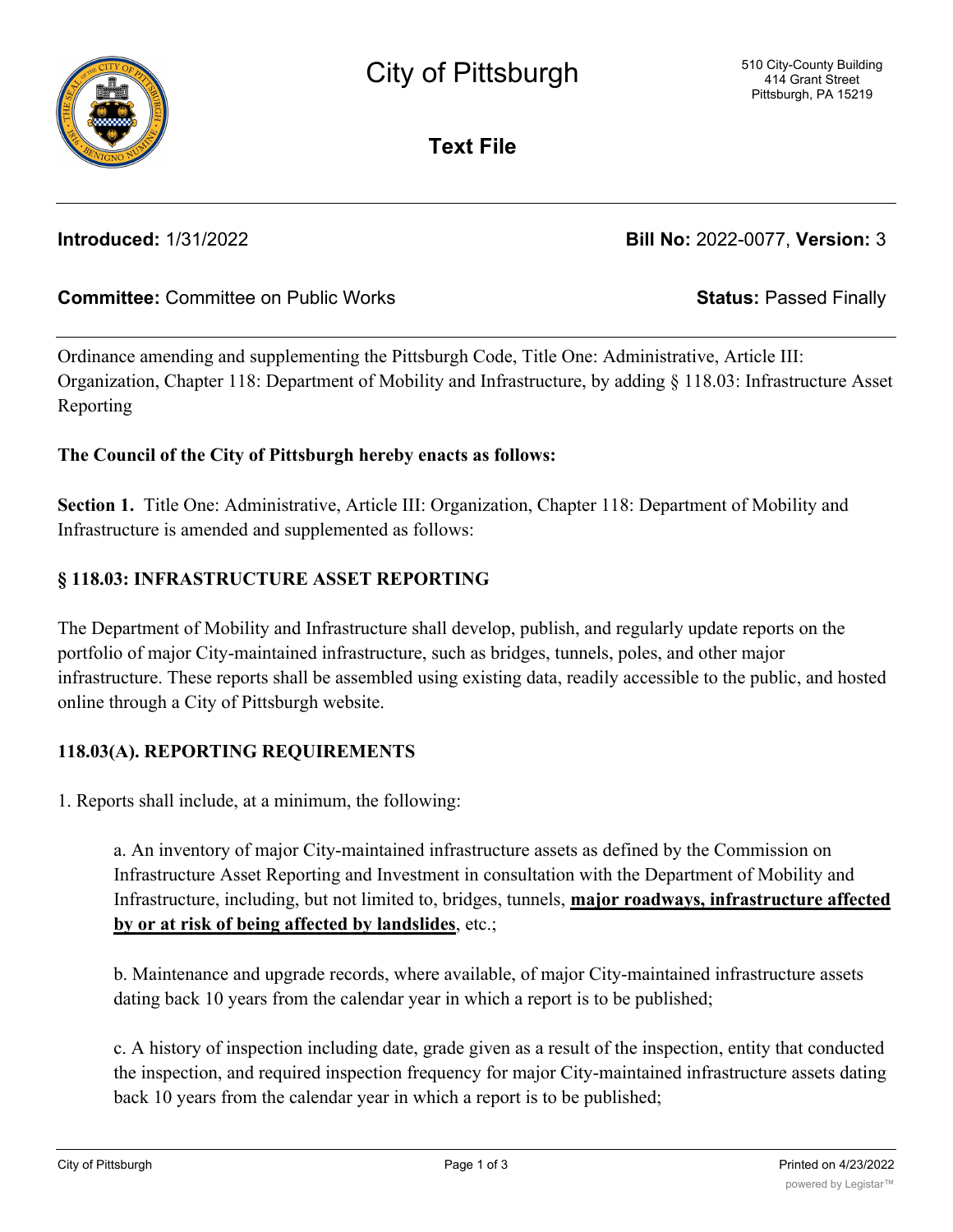# City of Pittsburgh

510 City-County Building
414 Grant Street
Pittsburgh, PA 15219

**Text File**

**Introduced:** 1/31/2022 **Bill No:** 2022-0077, **Version:** 3

**Committee:** Committee on Public Works **Status:** Passed Finally

Ordinance amending and supplementing the Pittsburgh Code, Title One: Administrative, Article III: Organization, Chapter 118: Department of Mobility and Infrastructure, by adding § 118.03: Infrastructure Asset Reporting

**The Council of the City of Pittsburgh hereby enacts as follows:**

**Section 1.** Title One: Administrative, Article III: Organization, Chapter 118: Department of Mobility and Infrastructure is amended and supplemented as follows:

## § 118.03: INFRASTRUCTURE ASSET REPORTING

The Department of Mobility and Infrastructure shall develop, publish, and regularly update reports on the portfolio of major City-maintained infrastructure, such as bridges, tunnels, poles, and other major infrastructure. These reports shall be assembled using existing data, readily accessible to the public, and hosted online through a City of Pittsburgh website.

### 118.03(A). REPORTING REQUIREMENTS

1. Reports shall include, at a minimum, the following:

a. An inventory of major City-maintained infrastructure assets as defined by the Commission on Infrastructure Asset Reporting and Investment in consultation with the Department of Mobility and Infrastructure, including, but not limited to, bridges, tunnels, **major roadways, infrastructure affected by or at risk of being affected by landslides**, etc.;

b. Maintenance and upgrade records, where available, of major City-maintained infrastructure assets dating back 10 years from the calendar year in which a report is to be published;

c. A history of inspection including date, grade given as a result of the inspection, entity that conducted the inspection, and required inspection frequency for major City-maintained infrastructure assets dating back 10 years from the calendar year in which a report is to be published;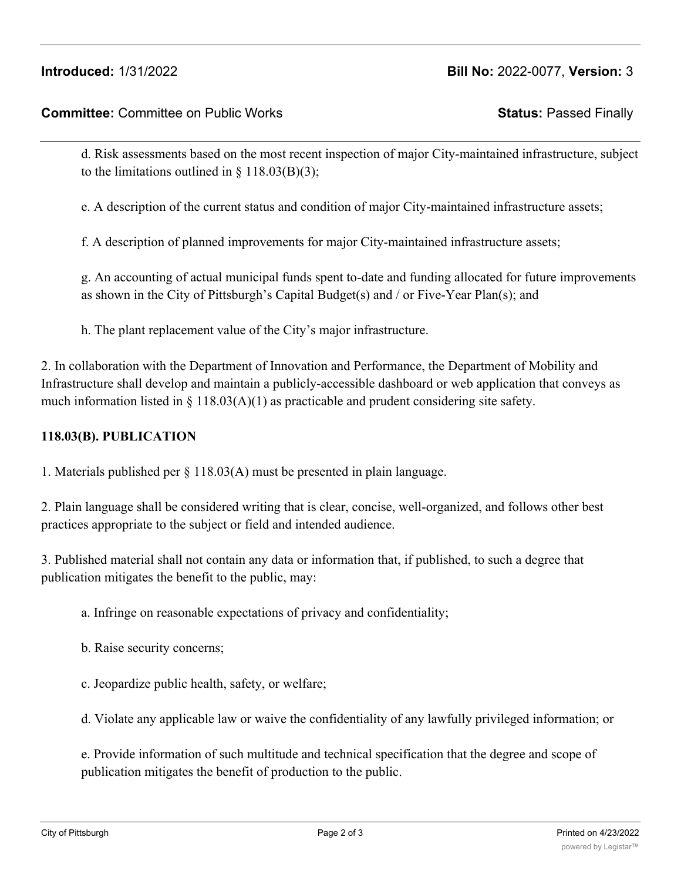d. Risk assessments based on the most recent inspection of major City-maintained infrastructure, subject to the limitations outlined in § 118.03(B)(3);

e. A description of the current status and condition of major City-maintained infrastructure assets;

f. A description of planned improvements for major City-maintained infrastructure assets;

g. An accounting of actual municipal funds spent to-date and funding allocated for future improvements as shown in the City of Pittsburgh's Capital Budget(s) and / or Five-Year Plan(s); and

h. The plant replacement value of the City's major infrastructure.

2. In collaboration with the Department of Innovation and Performance, the Department of Mobility and Infrastructure shall develop and maintain a publicly-accessible dashboard or web application that conveys as much information listed in § 118.03(A)(1) as practicable and prudent considering site safety.

**118.03(B). PUBLICATION**

1. Materials published per § 118.03(A) must be presented in plain language.

2. Plain language shall be considered writing that is clear, concise, well-organized, and follows other best practices appropriate to the subject or field and intended audience.

3. Published material shall not contain any data or information that, if published, to such a degree that publication mitigates the benefit to the public, may:

a. Infringe on reasonable expectations of privacy and confidentiality;

b. Raise security concerns;

c. Jeopardize public health, safety, or welfare;

d. Violate any applicable law or waive the confidentiality of any lawfully privileged information; or

e. Provide information of such multitude and technical specification that the degree and scope of publication mitigates the benefit of production to the public.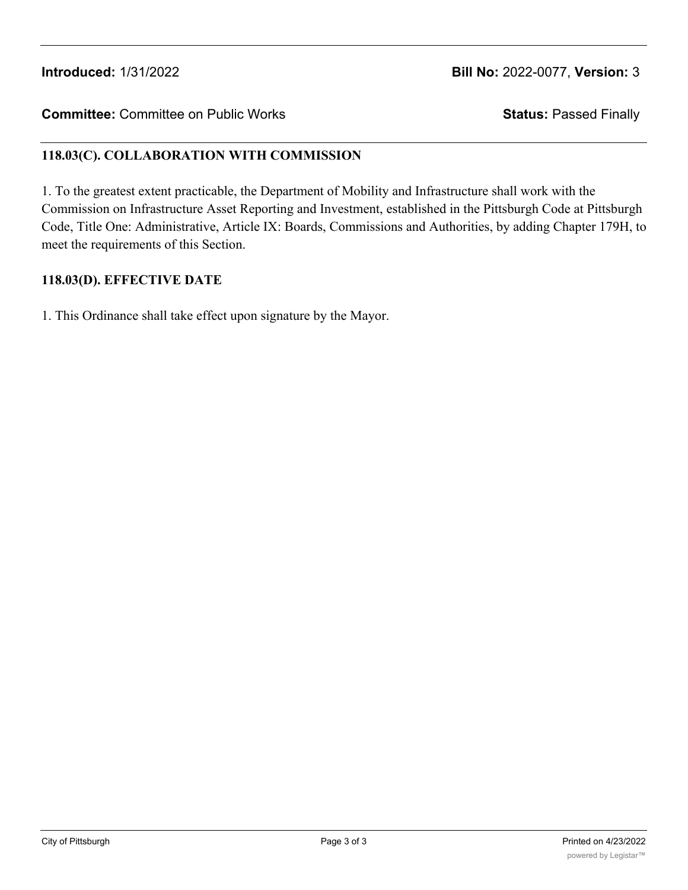**Introduced:** 1/31/2022 **Bill No:** 2022-0077, **Version:** 3

**Committee:** Committee on Public Works **Status:** Passed Finally

### 118.03(C). COLLABORATION WITH COMMISSION

1. To the greatest extent practicable, the Department of Mobility and Infrastructure shall work with the Commission on Infrastructure Asset Reporting and Investment, established in the Pittsburgh Code at Pittsburgh Code, Title One: Administrative, Article IX: Boards, Commissions and Authorities, by adding Chapter 179H, to meet the requirements of this Section.

### 118.03(D). EFFECTIVE DATE

1. This Ordinance shall take effect upon signature by the Mayor.